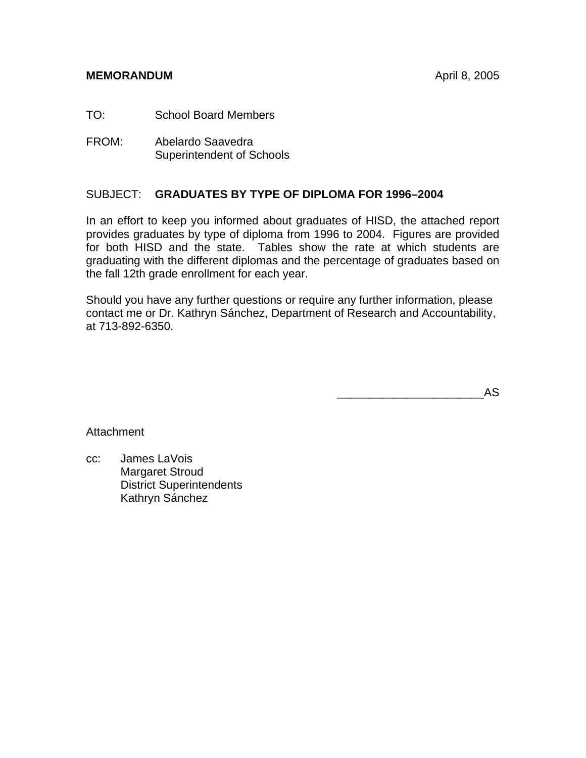**MEMORANDUM** April 8, 2005

TO: School Board Members

FROM: Abelardo Saavedra
Superintendent of Schools

SUBJECT: **GRADUATES BY TYPE OF DIPLOMA FOR 1996–2004**

In an effort to keep you informed about graduates of HISD, the attached report provides graduates by type of diploma from 1996 to 2004. Figures are provided for both HISD and the state. Tables show the rate at which students are graduating with the different diplomas and the percentage of graduates based on the fall 12th grade enrollment for each year.

Should you have any further questions or require any further information, please contact me or Dr. Kathryn Sánchez, Department of Research and Accountability, at 713-892-6350.

______________________AS

Attachment

cc: James LaVois
Margaret Stroud
District Superintendents
Kathryn Sánchez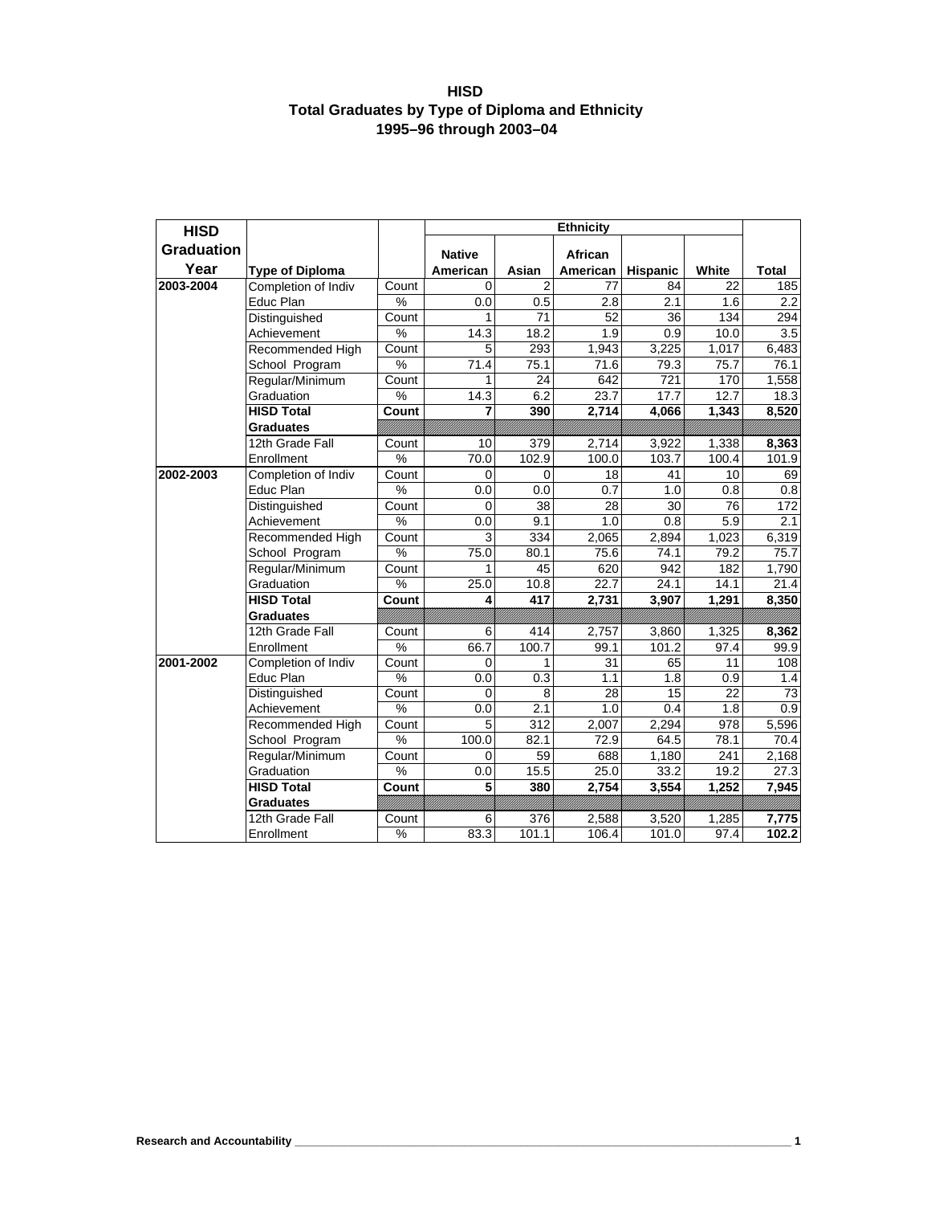# HISD
## Total Graduates by Type of Diploma and Ethnicity
## 1995–96 through 2003–04

| HISD Graduation Year | Type of Diploma | | Ethnicity | | | | | |
|---|---|---|---|---|---|---|---|---|
| | | | Native American | Asian | African American | Hispanic | White | Total |
| 2003-2004 | Completion of Indiv Educ Plan | Count | 0 | 2 | 77 | 84 | 22 | 185 |
| | | % | 0.0 | 0.5 | 2.8 | 2.1 | 1.6 | 2.2 |
| | Distinguished Achievement | Count | 1 | 71 | 52 | 36 | 134 | 294 |
| | | % | 14.3 | 18.2 | 1.9 | 0.9 | 10.0 | 3.5 |
| | Recommended High School Program | Count | 5 | 293 | 1,943 | 3,225 | 1,017 | 6,483 |
| | | % | 71.4 | 75.1 | 71.6 | 79.3 | 75.7 | 76.1 |
| | Regular/Minimum Graduation | Count | 1 | 24 | 642 | 721 | 170 | 1,558 |
| | | % | 14.3 | 6.2 | 23.7 | 17.7 | 12.7 | 18.3 |
| | **HISD Total Graduates** | **Count** | **7** | **390** | **2,714** | **4,066** | **1,343** | **8,520** |
| | 12th Grade Fall Enrollment | Count | 10 | 379 | 2,714 | 3,922 | 1,338 | **8,363** |
| | | % | 70.0 | 102.9 | 100.0 | 103.7 | 100.4 | 101.9 |
| 2002-2003 | Completion of Indiv Educ Plan | Count | 0 | 0 | 18 | 41 | 10 | 69 |
| | | % | 0.0 | 0.0 | 0.7 | 1.0 | 0.8 | 0.8 |
| | Distinguished Achievement | Count | 0 | 38 | 28 | 30 | 76 | 172 |
| | | % | 0.0 | 9.1 | 1.0 | 0.8 | 5.9 | 2.1 |
| | Recommended High School Program | Count | 3 | 334 | 2,065 | 2,894 | 1,023 | 6,319 |
| | | % | 75.0 | 80.1 | 75.6 | 74.1 | 79.2 | 75.7 |
| | Regular/Minimum Graduation | Count | 1 | 45 | 620 | 942 | 182 | 1,790 |
| | | % | 25.0 | 10.8 | 22.7 | 24.1 | 14.1 | 21.4 |
| | **HISD Total Graduates** | **Count** | **4** | **417** | **2,731** | **3,907** | **1,291** | **8,350** |
| | 12th Grade Fall Enrollment | Count | 6 | 414 | 2,757 | 3,860 | 1,325 | **8,362** |
| | | % | 66.7 | 100.7 | 99.1 | 101.2 | 97.4 | 99.9 |
| 2001-2002 | Completion of Indiv Educ Plan | Count | 0 | 1 | 31 | 65 | 11 | 108 |
| | | % | 0.0 | 0.3 | 1.1 | 1.8 | 0.9 | 1.4 |
| | Distinguished Achievement | Count | 0 | 8 | 28 | 15 | 22 | 73 |
| | | % | 0.0 | 2.1 | 1.0 | 0.4 | 1.8 | 0.9 |
| | Recommended High School Program | Count | 5 | 312 | 2,007 | 2,294 | 978 | 5,596 |
| | | % | 100.0 | 82.1 | 72.9 | 64.5 | 78.1 | 70.4 |
| | Regular/Minimum Graduation | Count | 0 | 59 | 688 | 1,180 | 241 | 2,168 |
| | | % | 0.0 | 15.5 | 25.0 | 33.2 | 19.2 | 27.3 |
| | **HISD Total Graduates** | **Count** | **5** | **380** | **2,754** | **3,554** | **1,252** | **7,945** |
| | 12th Grade Fall Enrollment | Count | 6 | 376 | 2,588 | 3,520 | 1,285 | **7,775** |
| | | % | 83.3 | 101.1 | 106.4 | 101.0 | 97.4 | **102.2** |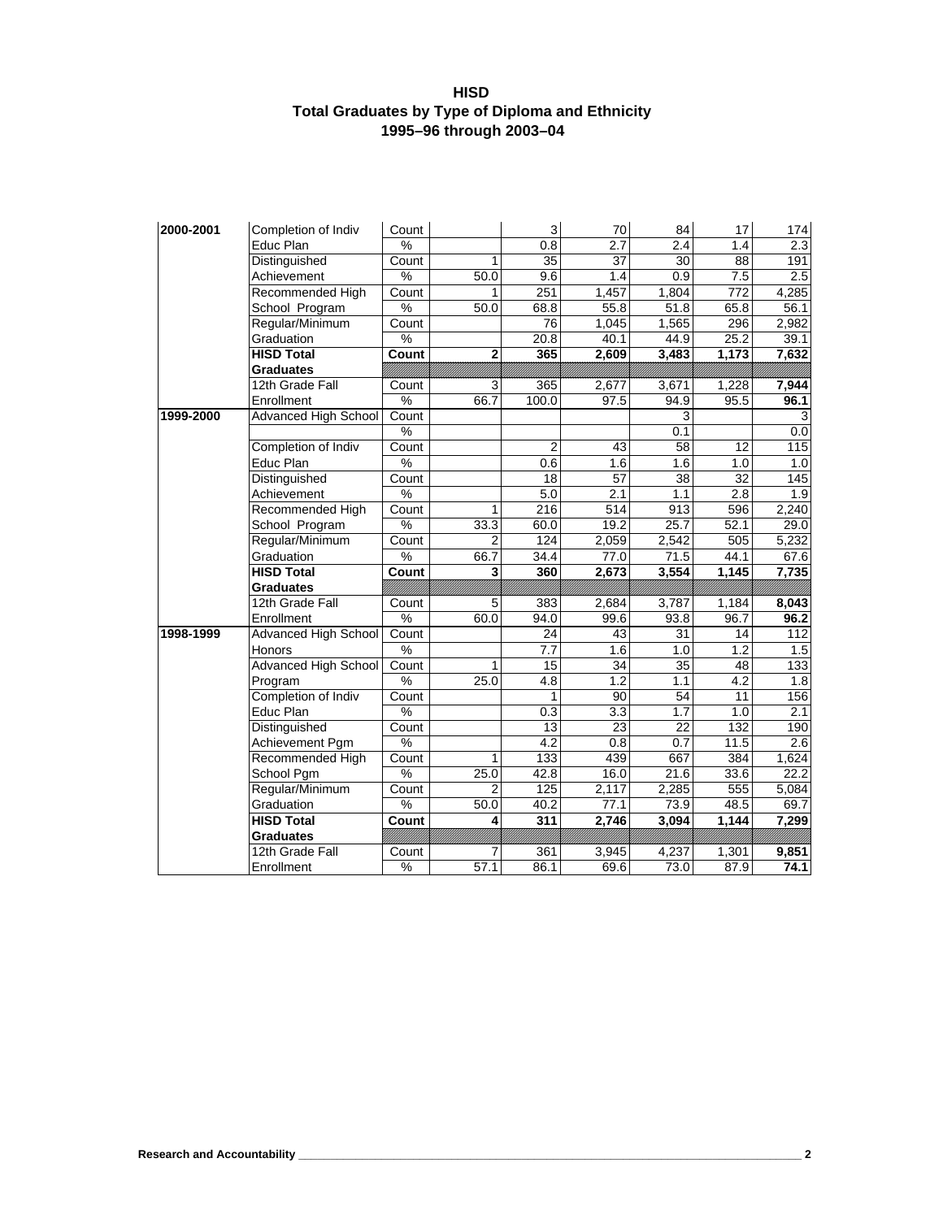# HISD
## Total Graduates by Type of Diploma and Ethnicity
## 1995–96 through 2003–04

| | | | | | | | | |
|---|---|---|---|---|---|---|---|---|
| **2000-2001** | Completion of Indiv Educ Plan | Count | | 3 | 70 | 84 | 17 | 174 |
| | | % | | 0.8 | 2.7 | 2.4 | 1.4 | 2.3 |
| | Distinguished Achievement | Count | 1 | 35 | 37 | 30 | 88 | 191 |
| | | % | 50.0 | 9.6 | 1.4 | 0.9 | 7.5 | 2.5 |
| | Recommended High School Program | Count | 1 | 251 | 1,457 | 1,804 | 772 | 4,285 |
| | | % | 50.0 | 68.8 | 55.8 | 51.8 | 65.8 | 56.1 |
| | Regular/Minimum Graduation | Count | | 76 | 1,045 | 1,565 | 296 | 2,982 |
| | | % | | 20.8 | 40.1 | 44.9 | 25.2 | 39.1 |
| | **HISD Total Graduates** | **Count** | **2** | **365** | **2,609** | **3,483** | **1,173** | **7,632** |
| | 12th Grade Fall Enrollment | Count | 3 | 365 | 2,677 | 3,671 | 1,228 | **7,944** |
| | | % | 66.7 | 100.0 | 97.5 | 94.9 | 95.5 | **96.1** |
| **1999-2000** | Advanced High School | Count | | | | 3 | | 3 |
| | | % | | | | 0.1 | | 0.0 |
| | Completion of Indiv Educ Plan | Count | | 2 | 43 | 58 | 12 | 115 |
| | | % | | 0.6 | 1.6 | 1.6 | 1.0 | 1.0 |
| | Distinguished Achievement | Count | | 18 | 57 | 38 | 32 | 145 |
| | | % | | 5.0 | 2.1 | 1.1 | 2.8 | 1.9 |
| | Recommended High School Program | Count | 1 | 216 | 514 | 913 | 596 | 2,240 |
| | | % | 33.3 | 60.0 | 19.2 | 25.7 | 52.1 | 29.0 |
| | Regular/Minimum Graduation | Count | 2 | 124 | 2,059 | 2,542 | 505 | 5,232 |
| | | % | 66.7 | 34.4 | 77.0 | 71.5 | 44.1 | 67.6 |
| | **HISD Total Graduates** | **Count** | **3** | **360** | **2,673** | **3,554** | **1,145** | **7,735** |
| | 12th Grade Fall Enrollment | Count | 5 | 383 | 2,684 | 3,787 | 1,184 | **8,043** |
| | | % | 60.0 | 94.0 | 99.6 | 93.8 | 96.7 | **96.2** |
| **1998-1999** | Advanced High School Honors | Count | | 24 | 43 | 31 | 14 | 112 |
| | | % | | 7.7 | 1.6 | 1.0 | 1.2 | 1.5 |
| | Advanced High School Program | Count | 1 | 15 | 34 | 35 | 48 | 133 |
| | | % | 25.0 | 4.8 | 1.2 | 1.1 | 4.2 | 1.8 |
| | Completion of Indiv Educ Plan | Count | | 1 | 90 | 54 | 11 | 156 |
| | | % | | 0.3 | 3.3 | 1.7 | 1.0 | 2.1 |
| | Distinguished Achievement Pgm | Count | | 13 | 23 | 22 | 132 | 190 |
| | | % | | 4.2 | 0.8 | 0.7 | 11.5 | 2.6 |
| | Recommended High School Pgm | Count | 1 | 133 | 439 | 667 | 384 | 1,624 |
| | | % | 25.0 | 42.8 | 16.0 | 21.6 | 33.6 | 22.2 |
| | Regular/Minimum Graduation | Count | 2 | 125 | 2,117 | 2,285 | 555 | 5,084 |
| | | % | 50.0 | 40.2 | 77.1 | 73.9 | 48.5 | 69.7 |
| | **HISD Total Graduates** | **Count** | **4** | **311** | **2,746** | **3,094** | **1,144** | **7,299** |
| | 12th Grade Fall Enrollment | Count | 7 | 361 | 3,945 | 4,237 | 1,301 | **9,851** |
| | | % | 57.1 | 86.1 | 69.6 | 73.0 | 87.9 | **74.1** |

**Research and Accountability**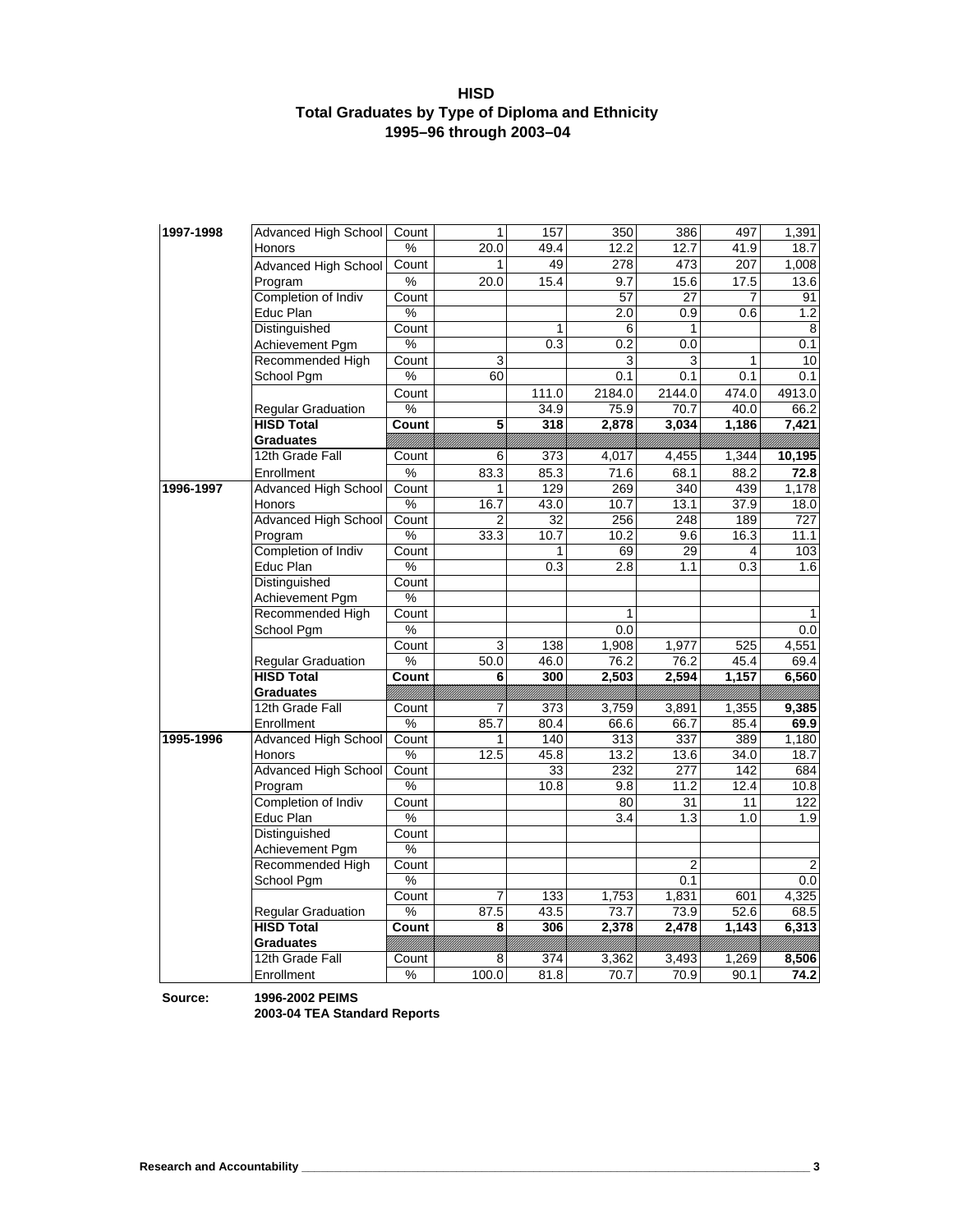# HISD
## Total Graduates by Type of Diploma and Ethnicity
## 1995–96 through 2003–04

| | | | | | | | | |
|---|---|---|---|---|---|---|---|---|
| **1997-1998** | Advanced High School | Count | 1 | 157 | 350 | 386 | 497 | 1,391 |
| | Honors | % | 20.0 | 49.4 | 12.2 | 12.7 | 41.9 | 18.7 |
| | Advanced High School | Count | 1 | 49 | 278 | 473 | 207 | 1,008 |
| | Program | % | 20.0 | 15.4 | 9.7 | 15.6 | 17.5 | 13.6 |
| | Completion of Indiv | Count | | | 57 | 27 | 7 | 91 |
| | Educ Plan | % | | | 2.0 | 0.9 | 0.6 | 1.2 |
| | Distinguished | Count | | 1 | 6 | 1 | | 8 |
| | Achievement Pgm | % | | 0.3 | 0.2 | 0.0 | | 0.1 |
| | Recommended High | Count | 3 | | 3 | 3 | 1 | 10 |
| | School Pgm | % | 60 | | 0.1 | 0.1 | 0.1 | 0.1 |
| | | Count | | 111.0 | 2184.0 | 2144.0 | 474.0 | 4913.0 |
| | Regular Graduation | % | | 34.9 | 75.9 | 70.7 | 40.0 | 66.2 |
| | **HISD Total** | **Count** | **5** | **318** | **2,878** | **3,034** | **1,186** | **7,421** |
| | **Graduates** | | | | | | | |
| | 12th Grade Fall | Count | 6 | 373 | 4,017 | 4,455 | 1,344 | **10,195** |
| | Enrollment | % | 83.3 | 85.3 | 71.6 | 68.1 | 88.2 | **72.8** |
| **1996-1997** | Advanced High School | Count | 1 | 129 | 269 | 340 | 439 | 1,178 |
| | Honors | % | 16.7 | 43.0 | 10.7 | 13.1 | 37.9 | 18.0 |
| | Advanced High School | Count | 2 | 32 | 256 | 248 | 189 | 727 |
| | Program | % | 33.3 | 10.7 | 10.2 | 9.6 | 16.3 | 11.1 |
| | Completion of Indiv | Count | | 1 | 69 | 29 | 4 | 103 |
| | Educ Plan | % | | 0.3 | 2.8 | 1.1 | 0.3 | 1.6 |
| | Distinguished | Count | | | | | | |
| | Achievement Pgm | % | | | | | | |
| | Recommended High | Count | | | 1 | | | 1 |
| | School Pgm | % | | | 0.0 | | | 0.0 |
| | | Count | 3 | 138 | 1,908 | 1,977 | 525 | 4,551 |
| | Regular Graduation | % | 50.0 | 46.0 | 76.2 | 76.2 | 45.4 | 69.4 |
| | **HISD Total** | **Count** | **6** | **300** | **2,503** | **2,594** | **1,157** | **6,560** |
| | **Graduates** | | | | | | | |
| | 12th Grade Fall | Count | 7 | 373 | 3,759 | 3,891 | 1,355 | **9,385** |
| | Enrollment | % | 85.7 | 80.4 | 66.6 | 66.7 | 85.4 | **69.9** |
| **1995-1996** | Advanced High School | Count | 1 | 140 | 313 | 337 | 389 | 1,180 |
| | Honors | % | 12.5 | 45.8 | 13.2 | 13.6 | 34.0 | 18.7 |
| | Advanced High School | Count | | 33 | 232 | 277 | 142 | 684 |
| | Program | % | | 10.8 | 9.8 | 11.2 | 12.4 | 10.8 |
| | Completion of Indiv | Count | | | 80 | 31 | 11 | 122 |
| | Educ Plan | % | | | 3.4 | 1.3 | 1.0 | 1.9 |
| | Distinguished | Count | | | | | | |
| | Achievement Pgm | % | | | | | | |
| | Recommended High | Count | | | | 2 | | 2 |
| | School Pgm | % | | | | 0.1 | | 0.0 |
| | | Count | 7 | 133 | 1,753 | 1,831 | 601 | 4,325 |
| | Regular Graduation | % | 87.5 | 43.5 | 73.7 | 73.9 | 52.6 | 68.5 |
| | **HISD Total** | **Count** | **8** | **306** | **2,378** | **2,478** | **1,143** | **6,313** |
| | **Graduates** | | | | | | | |
| | 12th Grade Fall | Count | 8 | 374 | 3,362 | 3,493 | 1,269 | **8,506** |
| | Enrollment | % | 100.0 | 81.8 | 70.7 | 70.9 | 90.1 | **74.2** |

**Source:** **1996-2002 PEIMS**
**2003-04 TEA Standard Reports**